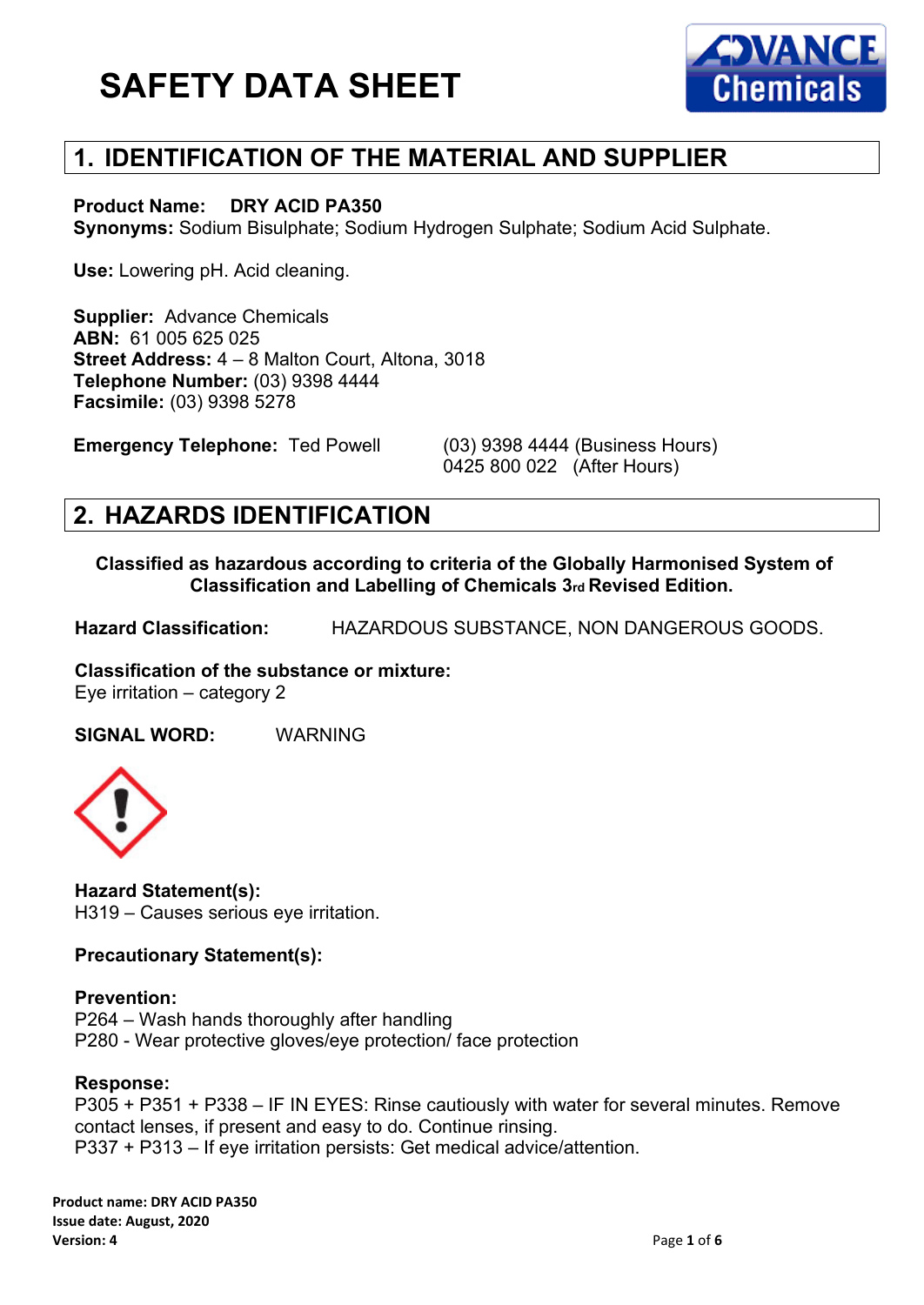# SAFETY DATA SHEET

## 1. IDENTIFICATION OF THE MATERIAL AND SUPPLIER

**Product Name:** **DRY ACID PA350**
**Synonyms:** Sodium Bisulphate; Sodium Hydrogen Sulphate; Sodium Acid Sulphate.

**Use:** Lowering pH. Acid cleaning.

**Supplier:** Advance Chemicals
**ABN:** 61 005 625 025
**Street Address:** 4 – 8 Malton Court, Altona, 3018
**Telephone Number:** (03) 9398 4444
**Facsimile:** (03) 9398 5278

**Emergency Telephone:** Ted Powell (03) 9398 4444 (Business Hours)
0425 800 022 (After Hours)

## 2. HAZARDS IDENTIFICATION

**Classified as hazardous according to criteria of the Globally Harmonised System of Classification and Labelling of Chemicals 3rd Revised Edition.**

**Hazard Classification:** HAZARDOUS SUBSTANCE, NON DANGEROUS GOODS.

**Classification of the substance or mixture:**
Eye irritation – category 2

**SIGNAL WORD:** WARNING

**Hazard Statement(s):**
H319 – Causes serious eye irritation.

**Precautionary Statement(s):**

**Prevention:**
P264 – Wash hands thoroughly after handling
P280 - Wear protective gloves/eye protection/ face protection

**Response:**
P305 + P351 + P338 – IF IN EYES: Rinse cautiously with water for several minutes. Remove contact lenses, if present and easy to do. Continue rinsing.
P337 + P313 – If eye irritation persists: Get medical advice/attention.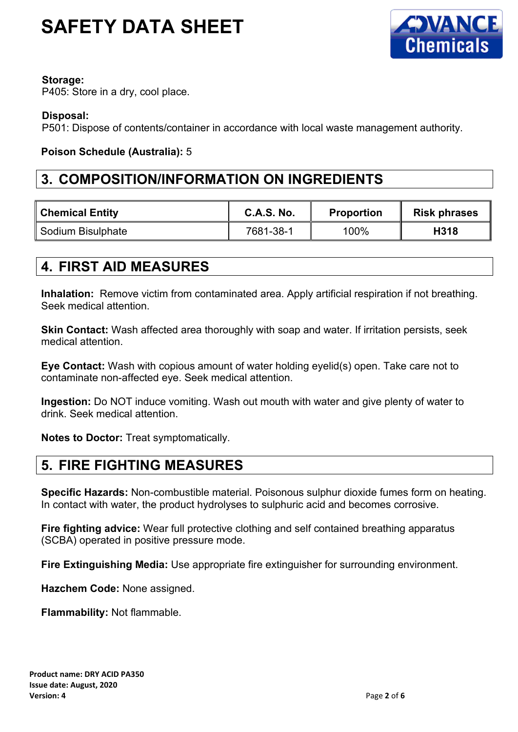**Storage:**
P405: Store in a dry, cool place.

**Disposal:**
P501: Dispose of contents/container in accordance with local waste management authority.

**Poison Schedule (Australia):** 5

## 3. COMPOSITION/INFORMATION ON INGREDIENTS

| Chemical Entity | C.A.S. No. | Proportion | Risk phrases |
|---|---|---|---|
| Sodium Bisulphate | 7681-38-1 | 100% | **H318** |

## 4. FIRST AID MEASURES

**Inhalation:** Remove victim from contaminated area. Apply artificial respiration if not breathing. Seek medical attention.

**Skin Contact:** Wash affected area thoroughly with soap and water. If irritation persists, seek medical attention.

**Eye Contact:** Wash with copious amount of water holding eyelid(s) open. Take care not to contaminate non-affected eye. Seek medical attention.

**Ingestion:** Do NOT induce vomiting. Wash out mouth with water and give plenty of water to drink. Seek medical attention.

**Notes to Doctor:** Treat symptomatically.

## 5. FIRE FIGHTING MEASURES

**Specific Hazards:** Non-combustible material. Poisonous sulphur dioxide fumes form on heating. In contact with water, the product hydrolyses to sulphuric acid and becomes corrosive.

**Fire fighting advice:** Wear full protective clothing and self contained breathing apparatus (SCBA) operated in positive pressure mode.

**Fire Extinguishing Media:** Use appropriate fire extinguisher for surrounding environment.

**Hazchem Code:** None assigned.

**Flammability:** Not flammable.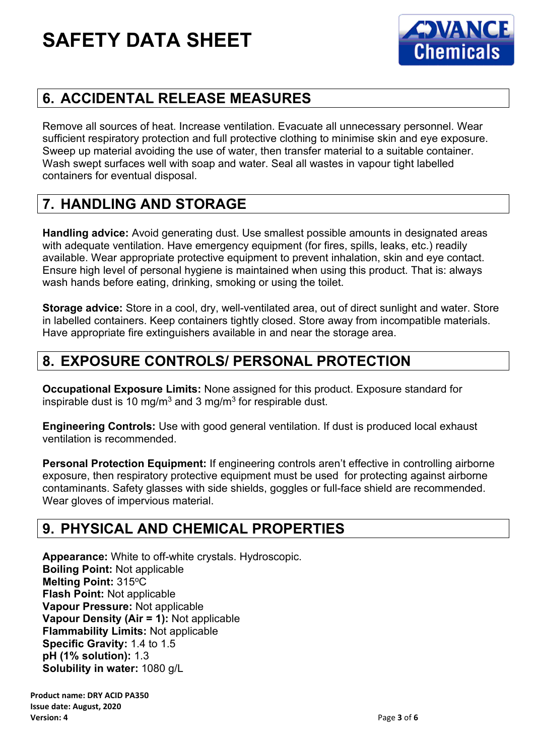# SAFETY DATA SHEET

## 6. ACCIDENTAL RELEASE MEASURES

Remove all sources of heat. Increase ventilation. Evacuate all unnecessary personnel. Wear sufficient respiratory protection and full protective clothing to minimise skin and eye exposure. Sweep up material avoiding the use of water, then transfer material to a suitable container. Wash swept surfaces well with soap and water. Seal all wastes in vapour tight labelled containers for eventual disposal.

## 7. HANDLING AND STORAGE

**Handling advice:** Avoid generating dust. Use smallest possible amounts in designated areas with adequate ventilation. Have emergency equipment (for fires, spills, leaks, etc.) readily available. Wear appropriate protective equipment to prevent inhalation, skin and eye contact. Ensure high level of personal hygiene is maintained when using this product. That is: always wash hands before eating, drinking, smoking or using the toilet.

**Storage advice:** Store in a cool, dry, well-ventilated area, out of direct sunlight and water. Store in labelled containers. Keep containers tightly closed. Store away from incompatible materials. Have appropriate fire extinguishers available in and near the storage area.

## 8. EXPOSURE CONTROLS/ PERSONAL PROTECTION

**Occupational Exposure Limits:** None assigned for this product. Exposure standard for inspirable dust is 10 mg/m$^3$ and 3 mg/m$^3$ for respirable dust.

**Engineering Controls:** Use with good general ventilation. If dust is produced local exhaust ventilation is recommended.

**Personal Protection Equipment:** If engineering controls aren't effective in controlling airborne exposure, then respiratory protective equipment must be used for protecting against airborne contaminants. Safety glasses with side shields, goggles or full-face shield are recommended. Wear gloves of impervious material.

## 9. PHYSICAL AND CHEMICAL PROPERTIES

**Appearance:** White to off-white crystals. Hydroscopic.
**Boiling Point:** Not applicable
**Melting Point:** 315$^o$C
**Flash Point:** Not applicable
**Vapour Pressure:** Not applicable
**Vapour Density (Air = 1):** Not applicable
**Flammability Limits:** Not applicable
**Specific Gravity:** 1.4 to 1.5
**pH (1% solution):** 1.3
**Solubility in water:** 1080 g/L

**Product name: DRY ACID PA350**
**Issue date: August, 2020**
**Version: 4**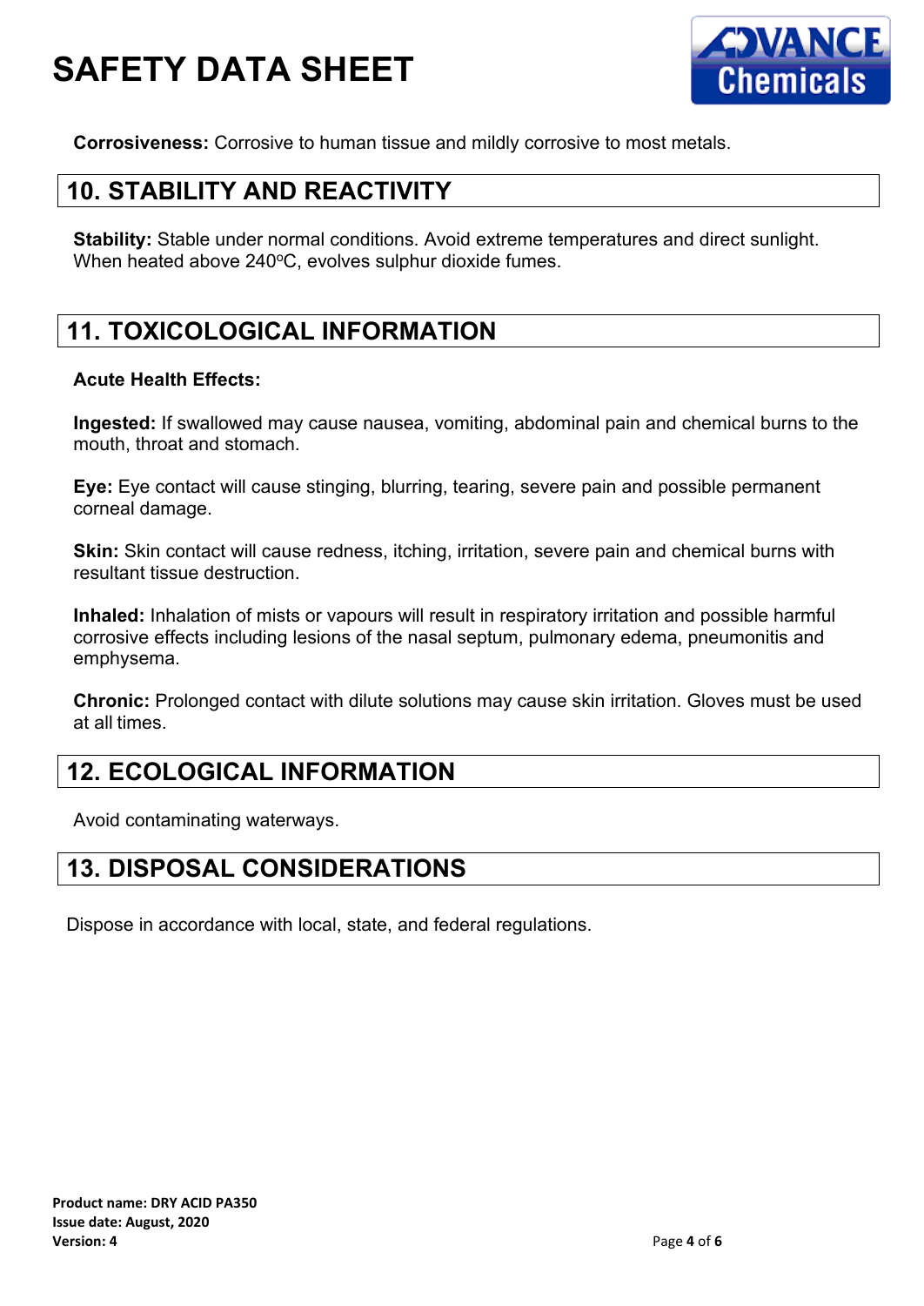**Corrosiveness:** Corrosive to human tissue and mildly corrosive to most metals.

## 10. STABILITY AND REACTIVITY

**Stability:** Stable under normal conditions. Avoid extreme temperatures and direct sunlight. When heated above 240°C, evolves sulphur dioxide fumes.

## 11. TOXICOLOGICAL INFORMATION

**Acute Health Effects:**

**Ingested:** If swallowed may cause nausea, vomiting, abdominal pain and chemical burns to the mouth, throat and stomach.

**Eye:** Eye contact will cause stinging, blurring, tearing, severe pain and possible permanent corneal damage.

**Skin:** Skin contact will cause redness, itching, irritation, severe pain and chemical burns with resultant tissue destruction.

**Inhaled:** Inhalation of mists or vapours will result in respiratory irritation and possible harmful corrosive effects including lesions of the nasal septum, pulmonary edema, pneumonitis and emphysema.

**Chronic:** Prolonged contact with dilute solutions may cause skin irritation. Gloves must be used at all times.

## 12. ECOLOGICAL INFORMATION

Avoid contaminating waterways.

## 13. DISPOSAL CONSIDERATIONS

Dispose in accordance with local, state, and federal regulations.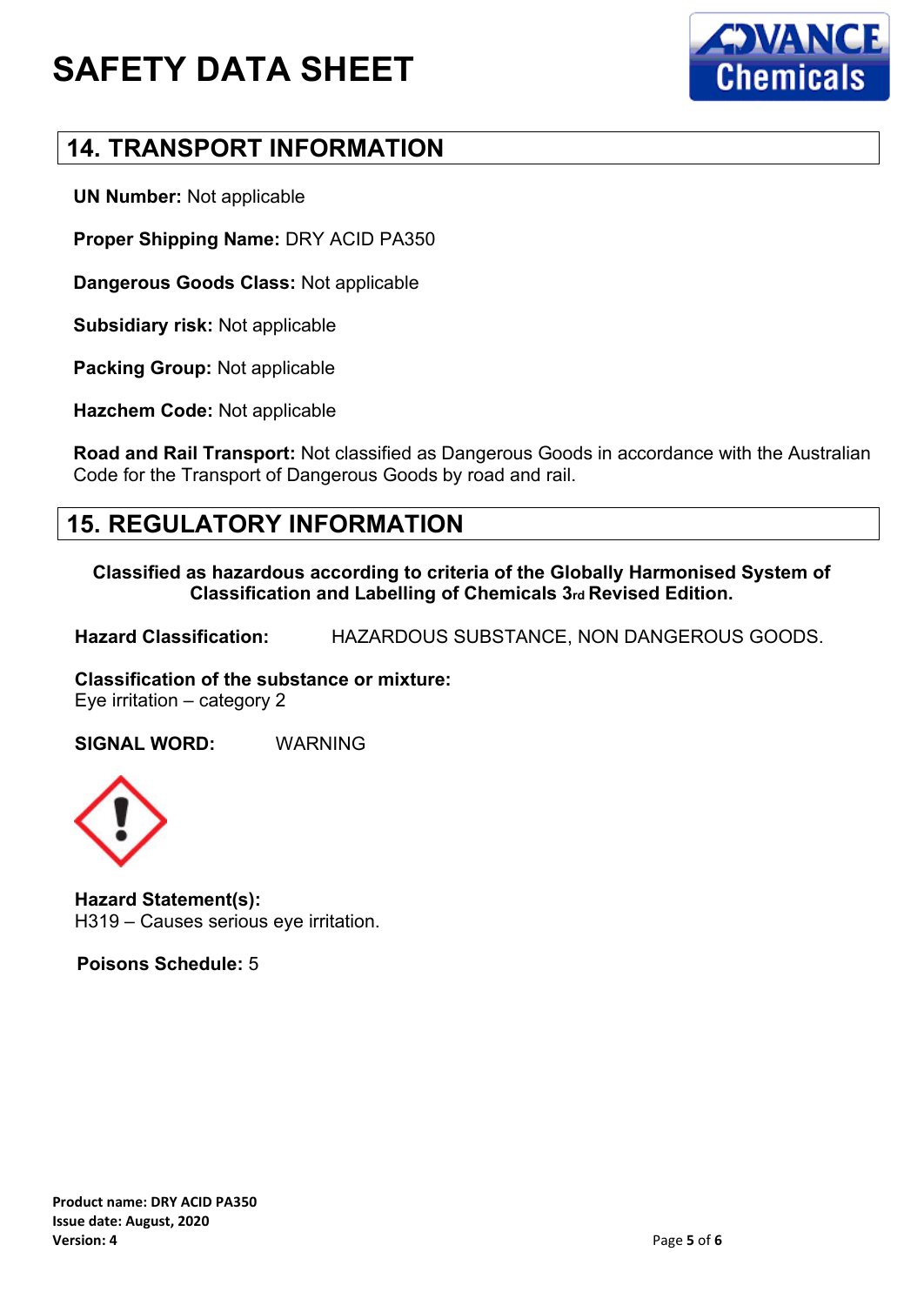# SAFETY DATA SHEET

## 14. TRANSPORT INFORMATION

**UN Number:** Not applicable

**Proper Shipping Name:** DRY ACID PA350

**Dangerous Goods Class:** Not applicable

**Subsidiary risk:** Not applicable

**Packing Group:** Not applicable

**Hazchem Code:** Not applicable

**Road and Rail Transport:** Not classified as Dangerous Goods in accordance with the Australian Code for the Transport of Dangerous Goods by road and rail.

## 15. REGULATORY INFORMATION

**Classified as hazardous according to criteria of the Globally Harmonised System of Classification and Labelling of Chemicals 3rd Revised Edition.**

**Hazard Classification:** HAZARDOUS SUBSTANCE, NON DANGEROUS GOODS.

**Classification of the substance or mixture:**
Eye irritation – category 2

**SIGNAL WORD:** WARNING

**Hazard Statement(s):**
H319 – Causes serious eye irritation.

**Poisons Schedule:** 5

**Product name: DRY ACID PA350**
**Issue date: August, 2020**
**Version: 4**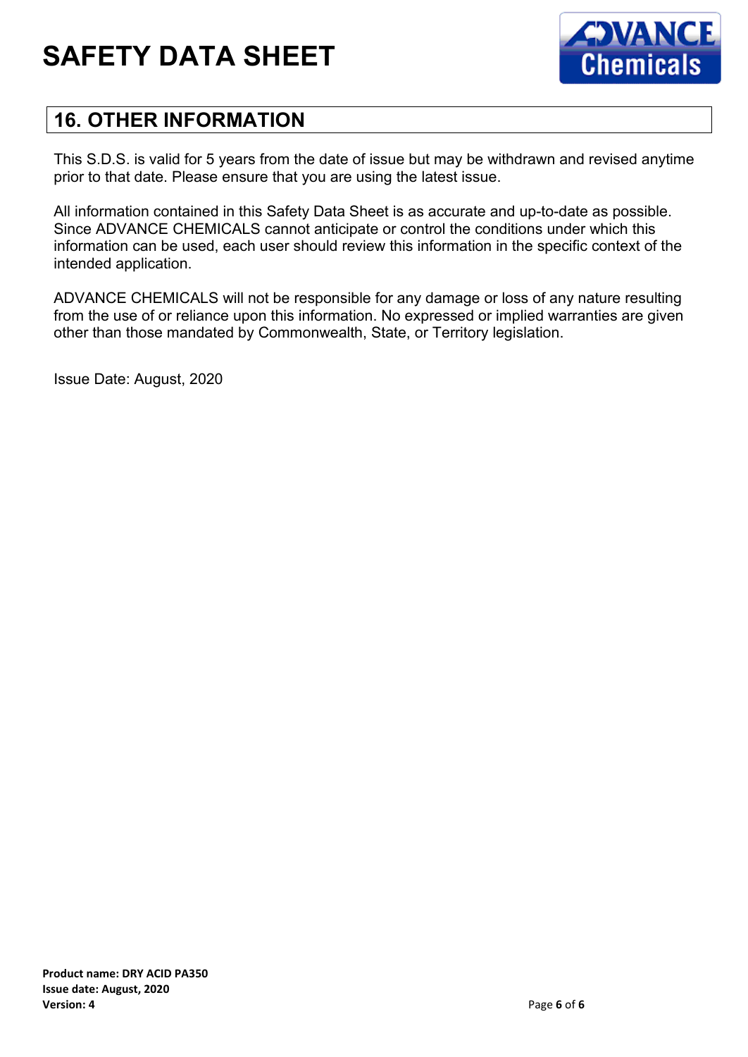## 16. OTHER INFORMATION

This S.D.S. is valid for 5 years from the date of issue but may be withdrawn and revised anytime prior to that date. Please ensure that you are using the latest issue.

All information contained in this Safety Data Sheet is as accurate and up-to-date as possible. Since ADVANCE CHEMICALS cannot anticipate or control the conditions under which this information can be used, each user should review this information in the specific context of the intended application.

ADVANCE CHEMICALS will not be responsible for any damage or loss of any nature resulting from the use of or reliance upon this information. No expressed or implied warranties are given other than those mandated by Commonwealth, State, or Territory legislation.

Issue Date: August, 2020